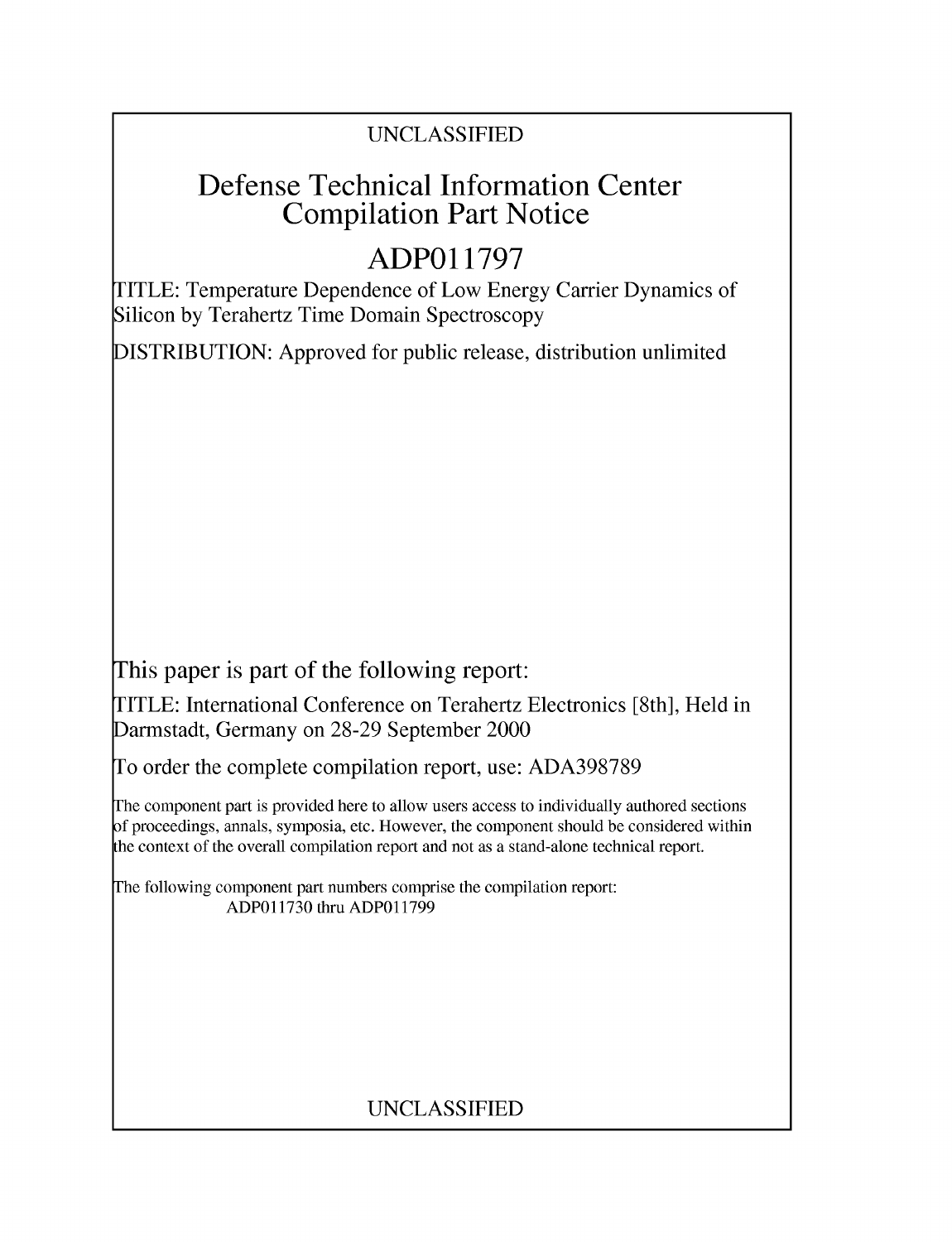UNCLASSIFIED

# Defense Technical Information Center Compilation Part Notice

# ADP011797

TITLE: Temperature Dependence of Low Energy Carrier Dynamics of Silicon by Terahertz Time Domain Spectroscopy

DISTRIBUTION: Approved for public release, distribution unlimited

This paper is part of the following report:

TITLE: International Conference on Terahertz Electronics [8th], Held in Darmstadt, Germany on 28-29 September 2000

To order the complete compilation report, use: ADA398789

The component part is provided here to allow users access to individually authored sections of proceedings, annals, symposia, etc. However, the component should be considered within the context of the overall compilation report and not as a stand-alone technical report.

The following component part numbers comprise the compilation report:
ADP011730 thru ADP011799

UNCLASSIFIED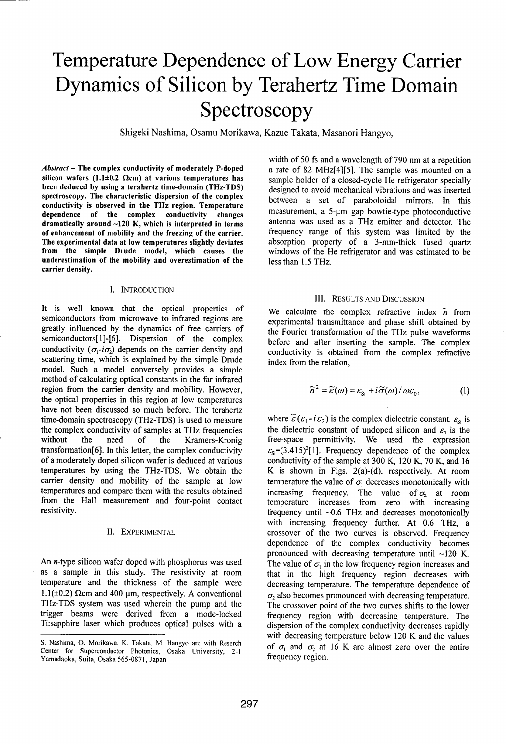# Temperature Dependence of Low Energy Carrier Dynamics of Silicon by Terahertz Time Domain Spectroscopy

Shigeki Nashima, Osamu Morikawa, Kazue Takata, Masanori Hangyo,

***Abstract* – The complex conductivity of moderately P-doped silicon wafers (1.1±0.2 Ωcm) at various temperatures has been deduced by using a terahertz time-domain (THz-TDS) spectroscopy. The characteristic dispersion of the complex conductivity is observed in the THz region. Temperature dependence of the complex conductivity changes dramatically around ~120 K, which is interpreted in terms of enhancement of mobility and the freezing of the carrier. The experimental data at low temperatures slightly deviates from the simple Drude model, which causes the underestimation of the mobility and overestimation of the carrier density.**

## I. Introduction

It is well known that the optical properties of semiconductors from microwave to infrared regions are greatly influenced by the dynamics of free carriers of semiconductors[1]-[6]. Dispersion of the complex conductivity ($\sigma_1$-$i\sigma_2$) depends on the carrier density and scattering time, which is explained by the simple Drude model. Such a model conversely provides a simple method of calculating optical constants in the far infrared region from the carrier density and mobility. However, the optical properties in this region at low temperatures have not been discussed so much before. The terahertz time-domain spectroscopy (THz-TDS) is used to measure the complex conductivity of samples at THz frequencies without the need of the Kramers-Kronig transformation[6]. In this letter, the complex conductivity of a moderately doped silicon wafer is deduced at various temperatures by using the THz-TDS. We obtain the carrier density and mobility of the sample at low temperatures and compare them with the results obtained from the Hall measurement and four-point contact resistivity.

## II. Experimental

An *n*-type silicon wafer doped with phosphorus was used as a sample in this study. The resistivity at room temperature and the thickness of the sample were 1.1(±0.2) Ωcm and 400 μm, respectively. A conventional THz-TDS system was used wherein the pump and the trigger beams were derived from a mode-locked Ti:sapphire laser which produces optical pulses with a width of 50 fs and a wavelength of 790 nm at a repetition a rate of 82 MHz[4][5]. The sample was mounted on a sample holder of a closed-cycle He refrigerator specially designed to avoid mechanical vibrations and was inserted between a set of paraboloidal mirrors. In this measurement, a 5-μm gap bowtie-type photoconductive antenna was used as a THz emitter and detector. The frequency range of this system was limited by the absorption property of a 3-mm-thick fused quartz windows of the He refrigerator and was estimated to be less than 1.5 THz.

## III. Results and Discussion

We calculate the complex refractive index $\tilde{n}$ from experimental transmittance and phase shift obtained by the Fourier transformation of the THz pulse waveforms before and after inserting the sample. The complex conductivity is obtained from the complex refractive index from the relation,

$$\tilde{n}^2 = \tilde{\varepsilon}(\omega) = \varepsilon_{Si} + i\tilde{\sigma}(\omega)/\omega\varepsilon_0, \tag{1}$$

where $\tilde{\varepsilon}(\varepsilon_1 - i\varepsilon_2)$ is the complex dielectric constant, $\varepsilon_{Si}$ is the dielectric constant of undoped silicon and $\varepsilon_0$ is the free-space permittivity. We used the expression $\varepsilon_{Si}=(3.415)^2$[1]. Frequency dependence of the complex conductivity of the sample at 300 K, 120 K, 70 K, and 16 K is shown in Figs. 2(a)-(d), respectively. At room temperature the value of $\sigma_1$ decreases monotonically with increasing frequency. The value of $\sigma_2$ at room temperature increases from zero with increasing frequency until ~0.6 THz and decreases monotonically with increasing frequency further. At 0.6 THz, a crossover of the two curves is observed. Frequency dependence of the complex conductivity becomes pronounced with decreasing temperature until ~120 K. The value of $\sigma_1$ in the low frequency region increases and that in the high frequency region decreases with decreasing temperature. The temperature dependence of $\sigma_2$ also becomes pronounced with decreasing temperature. The crossover point of the two curves shifts to the lower frequency region with decreasing temperature. The dispersion of the complex conductivity decreases rapidly with decreasing temperature below 120 K and the values of $\sigma_1$ and $\sigma_2$ at 16 K are almost zero over the entire frequency region.

S. Nashima, O. Morikawa, K. Takata, M. Hangyo are with Reserch Center for Superconductor Photonics, Osaka University, 2-1 Yamadaoka, Suita, Osaka 565-0871, Japan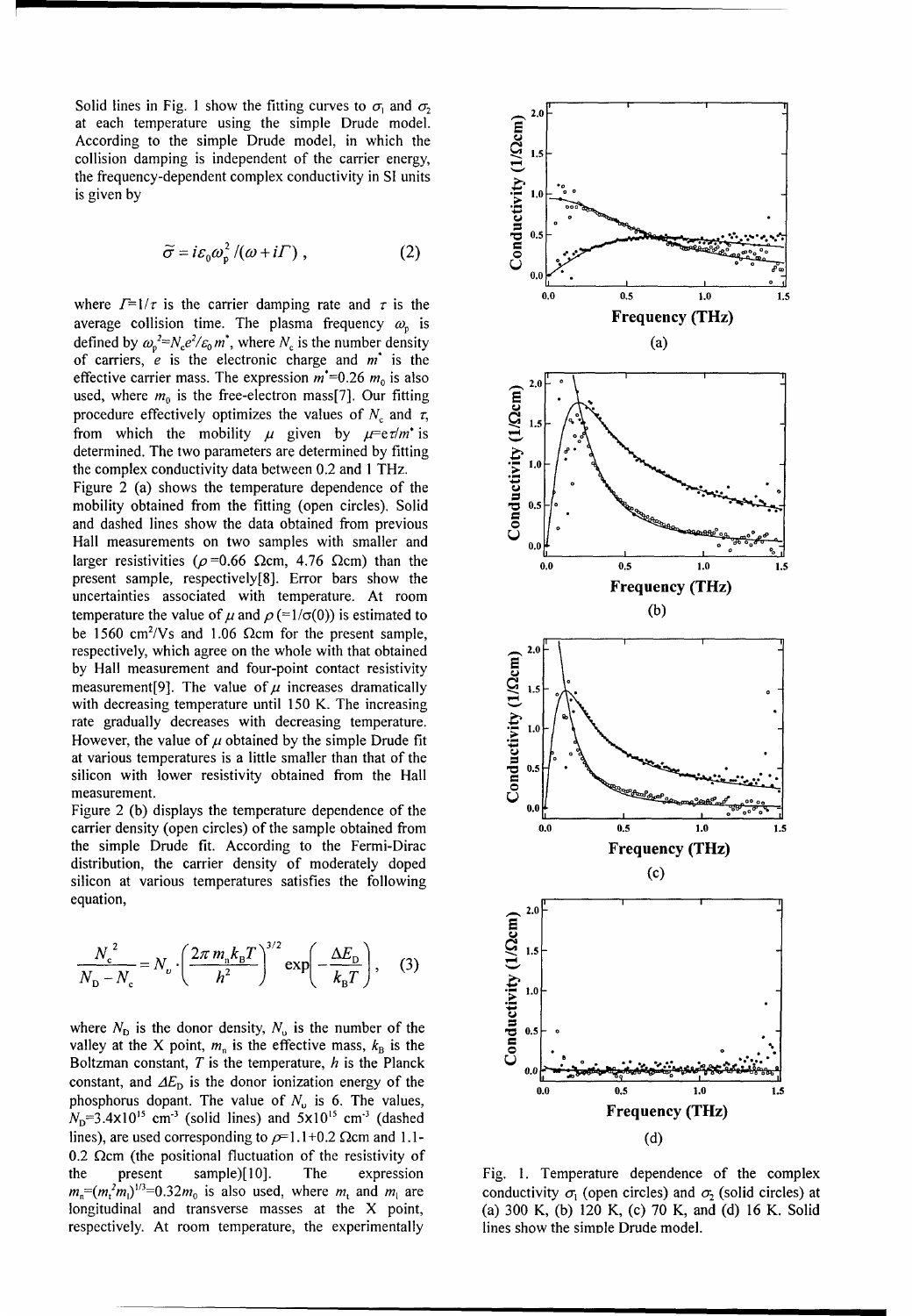Solid lines in Fig. 1 show the fitting curves to $\sigma_1$ and $\sigma_2$ at each temperature using the simple Drude model. According to the simple Drude model, in which the collision damping is independent of the carrier energy, the frequency-dependent complex conductivity in SI units is given by

$$\tilde{\sigma} = i\varepsilon_0 \omega_p^2 / (\omega + i\Gamma) , \qquad (2)$$

where $\Gamma = 1/\tau$ is the carrier damping rate and $\tau$ is the average collision time. The plasma frequency $\omega_p$ is defined by $\omega_p^2 = N_c e^2 / \varepsilon_0 m^*$, where $N_c$ is the number density of carriers, $e$ is the electronic charge and $m^*$ is the effective carrier mass. The expression $m^* = 0.26\ m_0$ is also used, where $m_0$ is the free-electron mass[7]. Our fitting procedure effectively optimizes the values of $N_c$ and $\tau$, from which the mobility $\mu$ given by $\mu = e\tau/m^*$ is determined. The two parameters are determined by fitting the complex conductivity data between 0.2 and 1 THz.

Figure 2 (a) shows the temperature dependence of the mobility obtained from the fitting (open circles). Solid and dashed lines show the data obtained from previous Hall measurements on two samples with smaller and larger resistivities ($\rho$=0.66 Ωcm, 4.76 Ωcm) than the present sample, respectively[8]. Error bars show the uncertainties associated with temperature. At room temperature the value of $\mu$ and $\rho$ (=$1/\sigma(0)$) is estimated to be 1560 $cm^2$/Vs and 1.06 Ωcm for the present sample, respectively, which agree on the whole with that obtained by Hall measurement and four-point contact resistivity measurement[9]. The value of $\mu$ increases dramatically with decreasing temperature until 150 K. The increasing rate gradually decreases with decreasing temperature. However, the value of $\mu$ obtained by the simple Drude fit at various temperatures is a little smaller than that of the silicon with lower resistivity obtained from the Hall measurement.

Figure 2 (b) displays the temperature dependence of the carrier density (open circles) of the sample obtained from the simple Drude fit. According to the Fermi-Dirac distribution, the carrier density of moderately doped silicon at various temperatures satisfies the following equation,

$$\frac{N_c^{\ 2}}{N_D - N_c} = N_\upsilon \cdot \left( \frac{2\pi m_n k_B T}{h^2} \right)^{3/2} \exp\left( -\frac{\Delta E_D}{k_B T} \right), \qquad (3)$$

where $N_D$ is the donor density, $N_\upsilon$ is the number of the valley at the X point, $m_n$ is the effective mass, $k_B$ is the Boltzman constant, $T$ is the temperature, $h$ is the Planck constant, and $\Delta E_D$ is the donor ionization energy of the phosphorus dopant. The value of $N_\upsilon$ is 6. The values, $N_D$=3.4x10$^{15}$ cm$^{-3}$ (solid lines) and 5x10$^{15}$ cm$^{-3}$ (dashed lines), are used corresponding to $\rho$=1.1+0.2 Ωcm and 1.1-0.2 Ωcm (the positional fluctuation of the resistivity of the present sample)[10]. The expression $m_n = (m_t^2 m_l)^{1/3} = 0.32 m_0$ is also used, where $m_t$ and $m_l$ are longitudinal and transverse masses at the X point, respectively. At room temperature, the experimentally

Fig. 1. Temperature dependence of the complex conductivity $\sigma_1$ (open circles) and $\sigma_2$ (solid circles) at (a) 300 K, (b) 120 K, (c) 70 K, and (d) 16 K. Solid lines show the simple Drude model.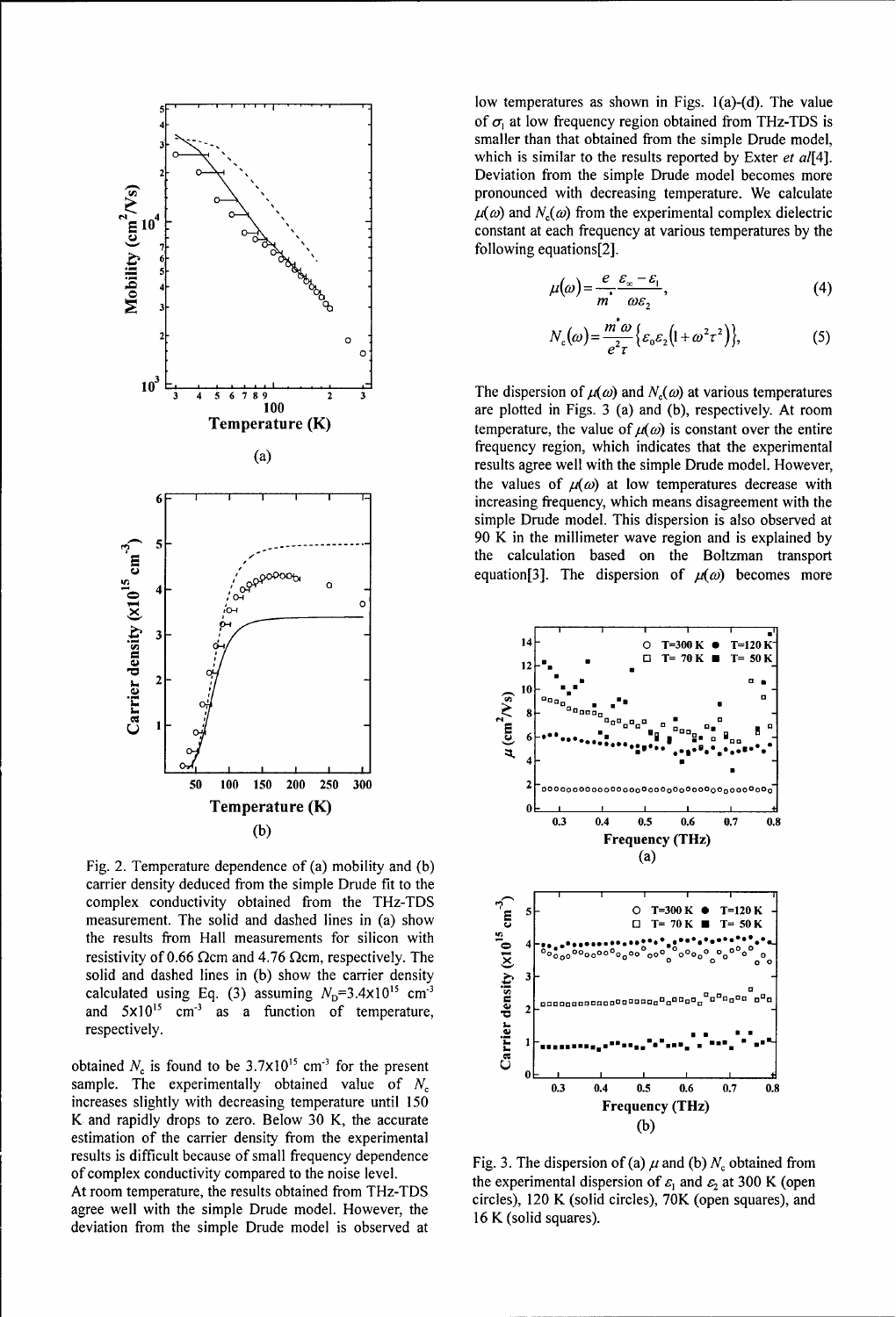Fig. 2. Temperature dependence of (a) mobility and (b) carrier density deduced from the simple Drude fit to the complex conductivity obtained from the THz-TDS measurement. The solid and dashed lines in (a) show the results from Hall measurements for silicon with resistivity of 0.66 Ωcm and 4.76 Ωcm, respectively. The solid and dashed lines in (b) show the carrier density calculated using Eq. (3) assuming $N_D$=3.4x10[15] cm[-3] and 5x10[15] cm[-3] as a function of temperature, respectively.

obtained $N_c$ is found to be 3.7x10[15] cm[-3] for the present sample. The experimentally obtained value of $N_c$ increases slightly with decreasing temperature until 150 K and rapidly drops to zero. Below 30 K, the accurate estimation of the carrier density from the experimental results is difficult because of small frequency dependence of complex conductivity compared to the noise level.

At room temperature, the results obtained from THz-TDS agree well with the simple Drude model. However, the deviation from the simple Drude model is observed at low temperatures as shown in Figs. 1(a)-(d). The value of $\sigma_1$ at low frequency region obtained from THz-TDS is smaller than that obtained from the simple Drude model, which is similar to the results reported by Exter *et al*[4]. Deviation from the simple Drude model becomes more pronounced with decreasing temperature. We calculate $\mu(\omega)$ and $N_c(\omega)$ from the experimental complex dielectric constant at each frequency at various temperatures by the following equations[2].

$$\mu(\omega) = \frac{e}{m^*}\frac{\varepsilon_\infty - \varepsilon_1}{\omega \varepsilon_2}, \tag{4}$$

$$N_c(\omega) = \frac{m^* \omega}{e^2 \tau}\left\{\varepsilon_0 \varepsilon_2 \left(1 + \omega^2 \tau^2\right)\right\}, \tag{5}$$

The dispersion of $\mu(\omega)$ and $N_c(\omega)$ at various temperatures are plotted in Figs. 3 (a) and (b), respectively. At room temperature, the value of $\mu(\omega)$ is constant over the entire frequency region, which indicates that the experimental results agree well with the simple Drude model. However, the values of $\mu(\omega)$ at low temperatures decrease with increasing frequency, which means disagreement with the simple Drude model. This dispersion is also observed at 90 K in the millimeter wave region and is explained by the calculation based on the Boltzman transport equation[3]. The dispersion of $\mu(\omega)$ becomes more

Fig. 3. The dispersion of (a) $\mu$ and (b) $N_c$ obtained from the experimental dispersion of $\varepsilon_1$ and $\varepsilon_2$ at 300 K (open circles), 120 K (solid circles), 70K (open squares), and 16 K (solid squares).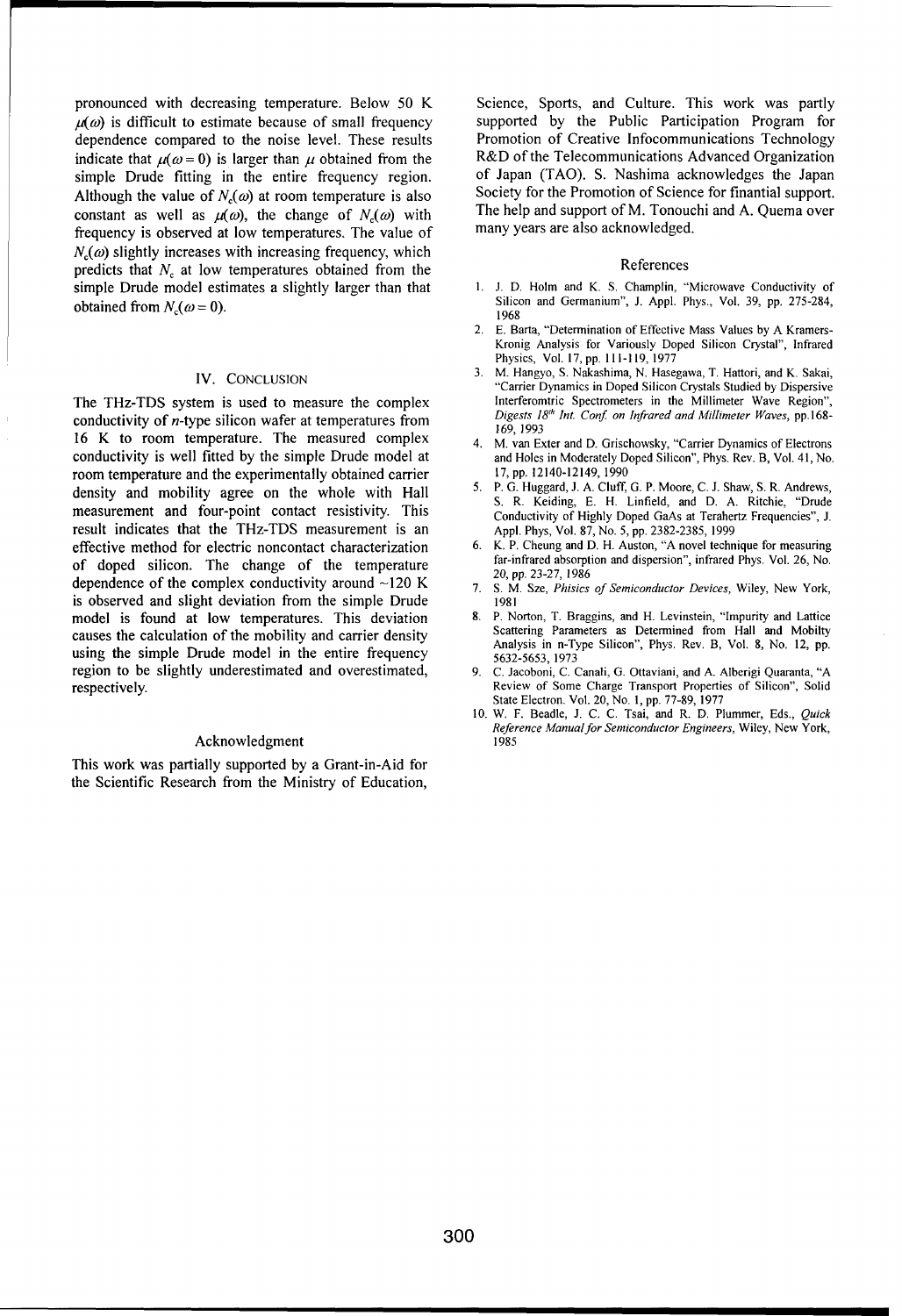pronounced with decreasing temperature. Below 50 K $\mu(\omega)$ is difficult to estimate because of small frequency dependence compared to the noise level. These results indicate that $\mu(\omega = 0)$ is larger than $\mu$ obtained from the simple Drude fitting in the entire frequency region. Although the value of $N_c(\omega)$ at room temperature is also constant as well as $\mu(\omega)$, the change of $N_c(\omega)$ with frequency is observed at low temperatures. The value of $N_c(\omega)$ slightly increases with increasing frequency, which predicts that $N_c$ at low temperatures obtained from the simple Drude model estimates a slightly larger than that obtained from $N_c(\omega = 0)$.

## IV. CONCLUSION

The THz-TDS system is used to measure the complex conductivity of *n*-type silicon wafer at temperatures from 16 K to room temperature. The measured complex conductivity is well fitted by the simple Drude model at room temperature and the experimentally obtained carrier density and mobility agree on the whole with Hall measurement and four-point contact resistivity. This result indicates that the THz-TDS measurement is an effective method for electric noncontact characterization of doped silicon. The change of the temperature dependence of the complex conductivity around ~120 K is observed and slight deviation from the simple Drude model is found at low temperatures. This deviation causes the calculation of the mobility and carrier density using the simple Drude model in the entire frequency region to be slightly underestimated and overestimated, respectively.

### Acknowledgment

This work was partially supported by a Grant-in-Aid for the Scientific Research from the Ministry of Education, Science, Sports, and Culture. This work was partly supported by the Public Participation Program for Promotion of Creative Infocommunications Technology R&D of the Telecommunications Advanced Organization of Japan (TAO). S. Nashima acknowledges the Japan Society for the Promotion of Science for finantial support. The help and support of M. Tonouchi and A. Quema over many years are also acknowledged.

### References

1. J. D. Holm and K. S. Champlin, "Microwave Conductivity of Silicon and Germanium", J. Appl. Phys., Vol. 39, pp. 275-284, 1968
2. E. Barta, "Determination of Effective Mass Values by A Kramers-Kronig Analysis for Variously Doped Silicon Crystal", Infrared Physics, Vol. 17, pp. 111-119, 1977
3. M. Hangyo, S. Nakashima, N. Hasegawa, T. Hattori, and K. Sakai, "Carrier Dynamics in Doped Silicon Crystals Studied by Dispersive Interferomtric Spectrometers in the Millimeter Wave Region", *Digests 18th Int. Conf. on Infrared and Millimeter Waves*, pp.168-169, 1993
4. M. van Exter and D. Grischowsky, "Carrier Dynamics of Electrons and Holes in Moderately Doped Silicon", Phys. Rev. B, Vol. 41, No. 17, pp. 12140-12149, 1990
5. P. G. Huggard, J. A. Cluff, G. P. Moore, C. J. Shaw, S. R. Andrews, S. R. Keiding, E. H. Linfield, and D. A. Ritchie, "Drude Conductivity of Highly Doped GaAs at Terahertz Frequencies", J. Appl. Phys, Vol. 87, No. 5, pp. 2382-2385, 1999
6. K. P. Cheung and D. H. Auston, "A novel technique for measuring far-infrared absorption and dispersion", infrared Phys. Vol. 26, No. 20, pp. 23-27, 1986
7. S. M. Sze, *Phisics of Semiconductor Devices*, Wiley, New York, 1981
8. P. Norton, T. Braggins, and H. Levinstein, "Impurity and Lattice Scattering Parameters as Determined from Hall and Mobilty Analysis in n-Type Silicon", Phys. Rev. B, Vol. 8, No. 12, pp. 5632-5653, 1973
9. C. Jacoboni, C. Canali, G. Ottaviani, and A. Alberigi Quaranta, "A Review of Some Charge Transport Properties of Silicon", Solid State Electron. Vol. 20, No. 1, pp. 77-89, 1977
10. W. F. Beadle, J. C. C. Tsai, and R. D. Plummer, Eds., *Quick Reference Manual for Semiconductor Engineers*, Wiley, New York, 1985